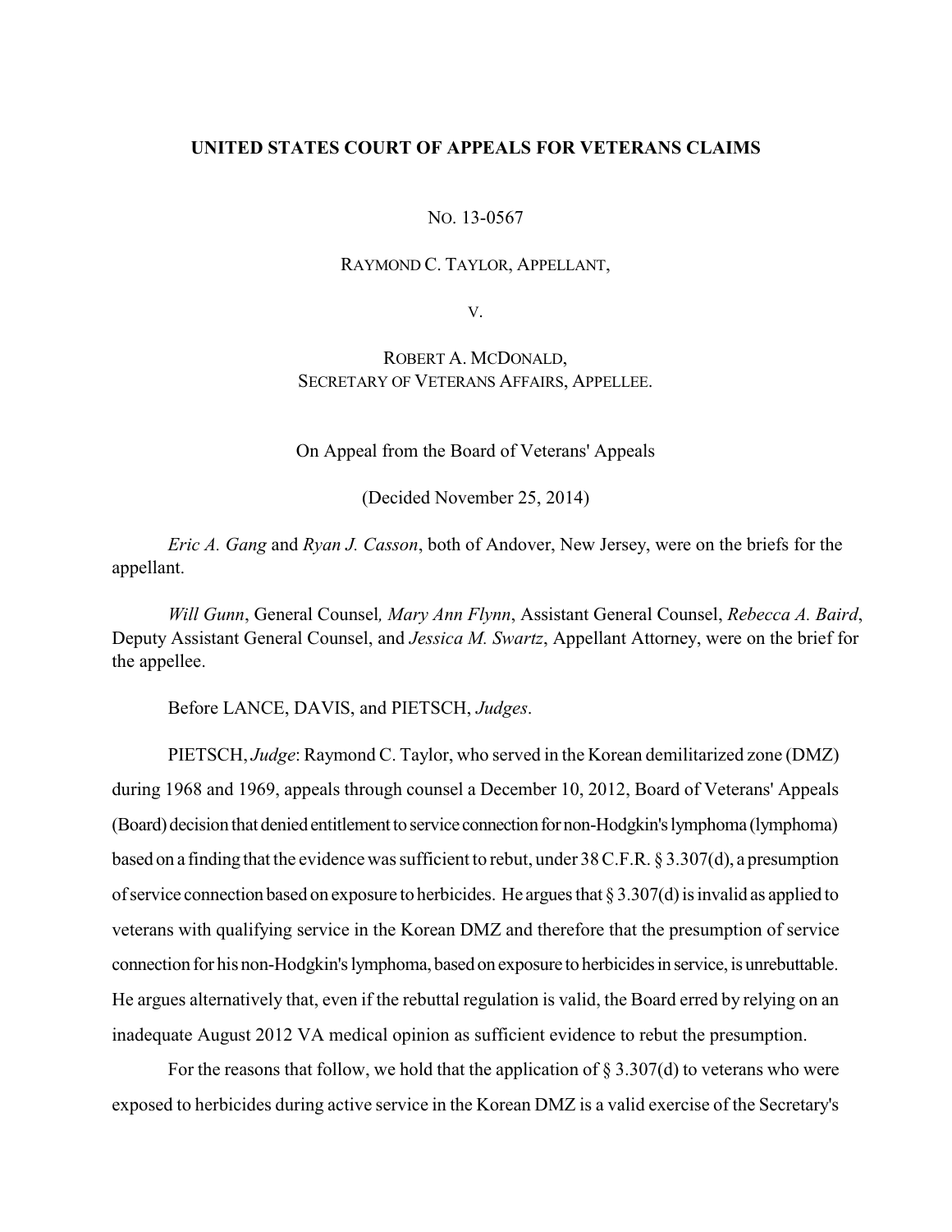**UNITED STATES COURT OF APPEALS FOR VETERANS CLAIMS**

NO. 13-0567

RAYMOND C. TAYLOR, APPELLANT,

V.

ROBERT A. MCDONALD,
SECRETARY OF VETERANS AFFAIRS, APPELLEE.

On Appeal from the Board of Veterans' Appeals

(Decided November 25, 2014)

*Eric A. Gang* and *Ryan J. Casson*, both of Andover, New Jersey, were on the briefs for the appellant.

*Will Gunn*, General Counsel*, Mary Ann Flynn*, Assistant General Counsel, *Rebecca A. Baird*, Deputy Assistant General Counsel, and *Jessica M. Swartz*, Appellant Attorney, were on the brief for the appellee.

Before LANCE, DAVIS, and PIETSCH, *Judges*.

PIETSCH, *Judge*: Raymond C. Taylor, who served in the Korean demilitarized zone (DMZ) during 1968 and 1969, appeals through counsel a December 10, 2012, Board of Veterans' Appeals (Board) decision that denied entitlement to service connection for non-Hodgkin's lymphoma (lymphoma) based on a finding that the evidence was sufficient to rebut, under 38 C.F.R. § 3.307(d), a presumption of service connection based on exposure to herbicides. He argues that § 3.307(d) is invalid as applied to veterans with qualifying service in the Korean DMZ and therefore that the presumption of service connection for his non-Hodgkin's lymphoma, based on exposure to herbicides in service, is unrebuttable. He argues alternatively that, even if the rebuttal regulation is valid, the Board erred by relying on an inadequate August 2012 VA medical opinion as sufficient evidence to rebut the presumption.

For the reasons that follow, we hold that the application of § 3.307(d) to veterans who were exposed to herbicides during active service in the Korean DMZ is a valid exercise of the Secretary's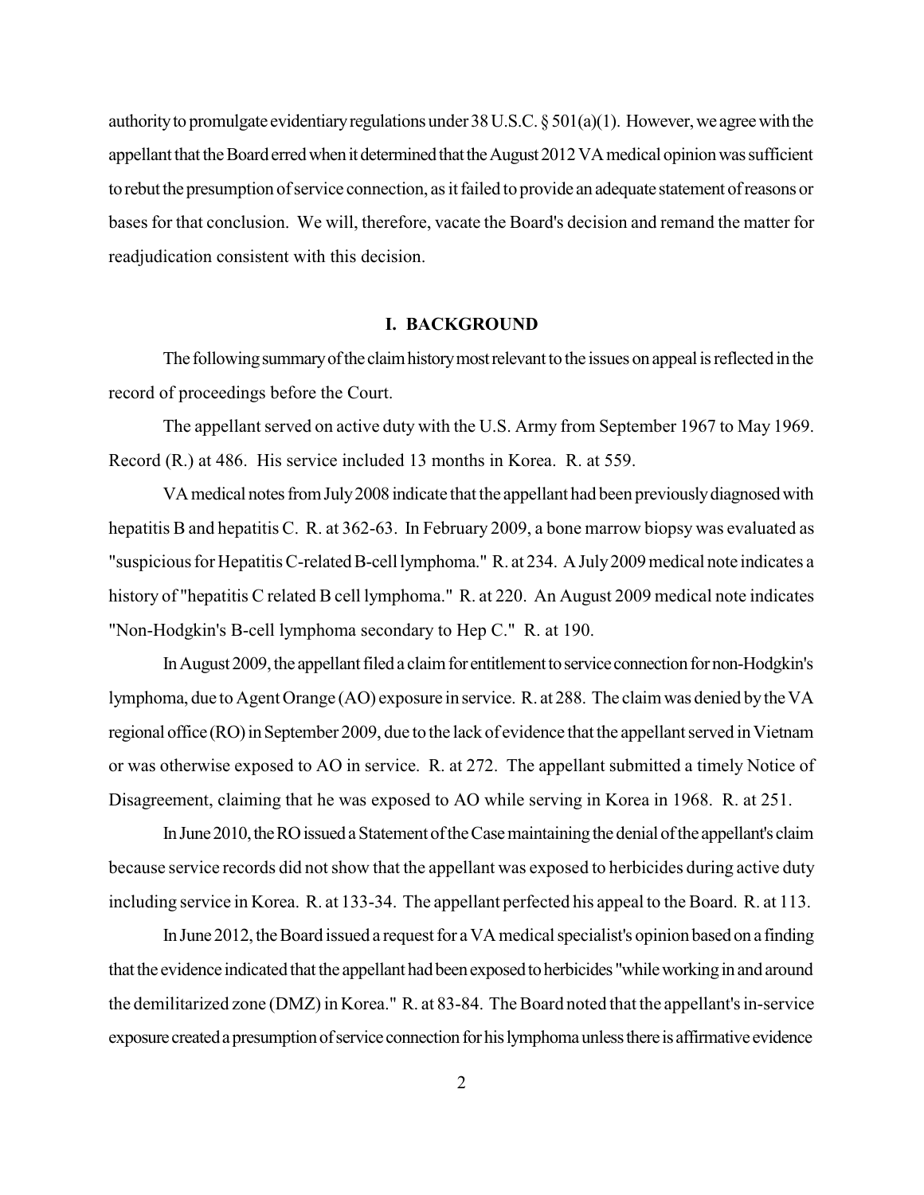authority to promulgate evidentiary regulations under 38 U.S.C. § 501(a)(1). However, we agree with the appellant that the Board erred when it determined that the August 2012 VA medical opinion was sufficient to rebut the presumption of service connection, as it failed to provide an adequate statement of reasons or bases for that conclusion. We will, therefore, vacate the Board's decision and remand the matter for readjudication consistent with this decision.

## I. BACKGROUND

The following summary of the claim history most relevant to the issues on appeal is reflected in the record of proceedings before the Court.

The appellant served on active duty with the U.S. Army from September 1967 to May 1969. Record (R.) at 486. His service included 13 months in Korea. R. at 559.

VA medical notes from July 2008 indicate that the appellant had been previously diagnosed with hepatitis B and hepatitis C. R. at 362-63. In February 2009, a bone marrow biopsy was evaluated as "suspicious for Hepatitis C-related B-cell lymphoma." R. at 234. A July 2009 medical note indicates a history of "hepatitis C related B cell lymphoma." R. at 220. An August 2009 medical note indicates "Non-Hodgkin's B-cell lymphoma secondary to Hep C." R. at 190.

In August 2009, the appellant filed a claim for entitlement to service connection for non-Hodgkin's lymphoma, due to Agent Orange (AO) exposure in service. R. at 288. The claim was denied by the VA regional office (RO) in September 2009, due to the lack of evidence that the appellant served in Vietnam or was otherwise exposed to AO in service. R. at 272. The appellant submitted a timely Notice of Disagreement, claiming that he was exposed to AO while serving in Korea in 1968. R. at 251.

In June 2010, the RO issued a Statement of the Case maintaining the denial of the appellant's claim because service records did not show that the appellant was exposed to herbicides during active duty including service in Korea. R. at 133-34. The appellant perfected his appeal to the Board. R. at 113.

In June 2012, the Board issued a request for a VA medical specialist's opinion based on a finding that the evidence indicated that the appellant had been exposed to herbicides "while working in and around the demilitarized zone (DMZ) in Korea." R. at 83-84. The Board noted that the appellant's in-service exposure created a presumption of service connection for his lymphoma unless there is affirmative evidence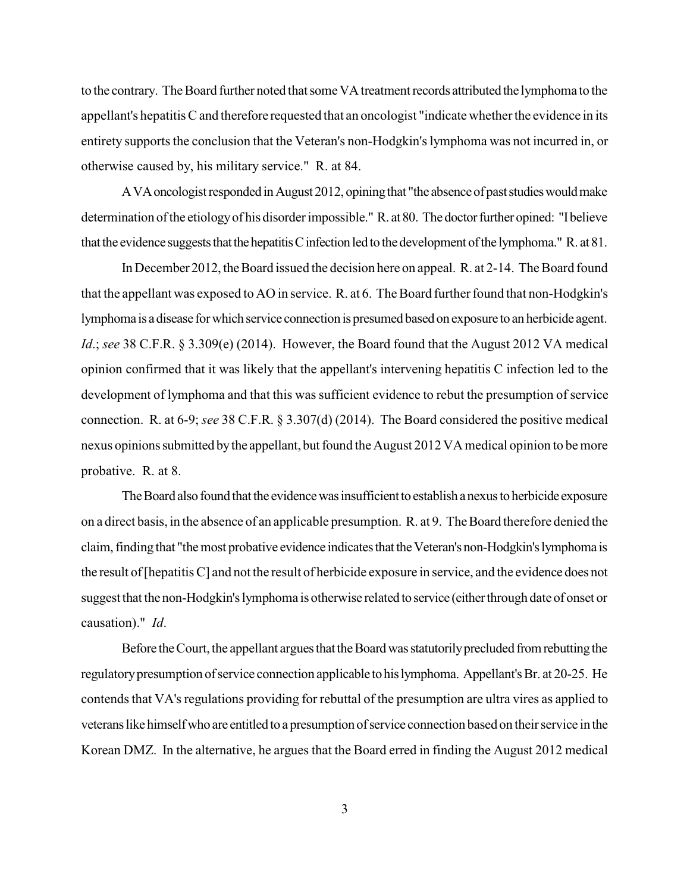to the contrary. The Board further noted that some VA treatment records attributed the lymphoma to the appellant's hepatitis C and therefore requested that an oncologist "indicate whether the evidence in its entirety supports the conclusion that the Veteran's non-Hodgkin's lymphoma was not incurred in, or otherwise caused by, his military service." R. at 84.

A VA oncologist responded in August 2012, opining that "the absence of past studies would make determination of the etiology of his disorder impossible." R. at 80. The doctor further opined: "I believe that the evidence suggests that the hepatitis C infection led to the development of the lymphoma." R. at 81.

In December 2012, the Board issued the decision here on appeal. R. at 2-14. The Board found that the appellant was exposed to AO in service. R. at 6. The Board further found that non-Hodgkin's lymphoma is a disease for which service connection is presumed based on exposure to an herbicide agent. *Id*.; *see* 38 C.F.R. § 3.309(e) (2014). However, the Board found that the August 2012 VA medical opinion confirmed that it was likely that the appellant's intervening hepatitis C infection led to the development of lymphoma and that this was sufficient evidence to rebut the presumption of service connection. R. at 6-9; *see* 38 C.F.R. § 3.307(d) (2014). The Board considered the positive medical nexus opinions submitted by the appellant, but found the August 2012 VA medical opinion to be more probative. R. at 8.

The Board also found that the evidence was insufficient to establish a nexus to herbicide exposure on a direct basis, in the absence of an applicable presumption. R. at 9. The Board therefore denied the claim, finding that "the most probative evidence indicates that the Veteran's non-Hodgkin's lymphoma is the result of [hepatitis C] and not the result of herbicide exposure in service, and the evidence does not suggest that the non-Hodgkin's lymphoma is otherwise related to service (either through date of onset or causation)." *Id*.

Before the Court, the appellant argues that the Board was statutorily precluded from rebutting the regulatory presumption of service connection applicable to his lymphoma. Appellant's Br. at 20-25. He contends that VA's regulations providing for rebuttal of the presumption are ultra vires as applied to veterans like himself who are entitled to a presumption of service connection based on their service in the Korean DMZ. In the alternative, he argues that the Board erred in finding the August 2012 medical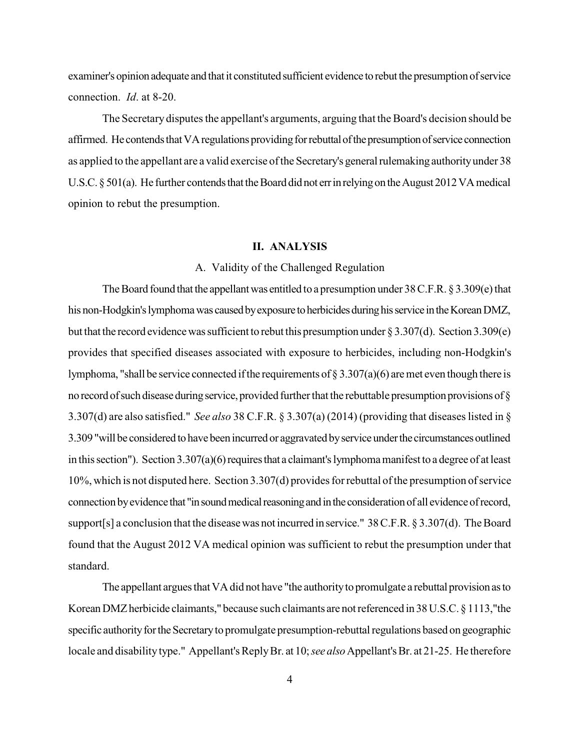examiner's opinion adequate and that it constituted sufficient evidence to rebut the presumption of service connection. *Id*. at 8-20.

The Secretary disputes the appellant's arguments, arguing that the Board's decision should be affirmed. He contends that VA regulations providing for rebuttal of the presumption of service connection as applied to the appellant are a valid exercise of the Secretary's general rulemaking authority under 38 U.S.C. § 501(a). He further contends that the Board did not err in relying on the August 2012 VA medical opinion to rebut the presumption.

## II. ANALYSIS

### A. Validity of the Challenged Regulation

The Board found that the appellant was entitled to a presumption under 38 C.F.R. § 3.309(e) that his non-Hodgkin's lymphoma was caused by exposure to herbicides during his service in the Korean DMZ, but that the record evidence was sufficient to rebut this presumption under § 3.307(d). Section 3.309(e) provides that specified diseases associated with exposure to herbicides, including non-Hodgkin's lymphoma, "shall be service connected if the requirements of § 3.307(a)(6) are met even though there is no record of such disease during service, provided further that the rebuttable presumption provisions of § 3.307(d) are also satisfied." *See also* 38 C.F.R. § 3.307(a) (2014) (providing that diseases listed in § 3.309 "will be considered to have been incurred or aggravated by service under the circumstances outlined in this section"). Section 3.307(a)(6) requires that a claimant's lymphoma manifest to a degree of at least 10%, which is not disputed here. Section 3.307(d) provides for rebuttal of the presumption of service connection by evidence that "in sound medical reasoning and in the consideration of all evidence of record, support[s] a conclusion that the disease was not incurred in service." 38 C.F.R. § 3.307(d). The Board found that the August 2012 VA medical opinion was sufficient to rebut the presumption under that standard.

The appellant argues that VA did not have "the authority to promulgate a rebuttal provision as to Korean DMZ herbicide claimants," because such claimants are not referenced in 38 U.S.C. § 1113, "the specific authority for the Secretary to promulgate presumption-rebuttal regulations based on geographic locale and disability type." Appellant's Reply Br. at 10; *see also* Appellant's Br. at 21-25. He therefore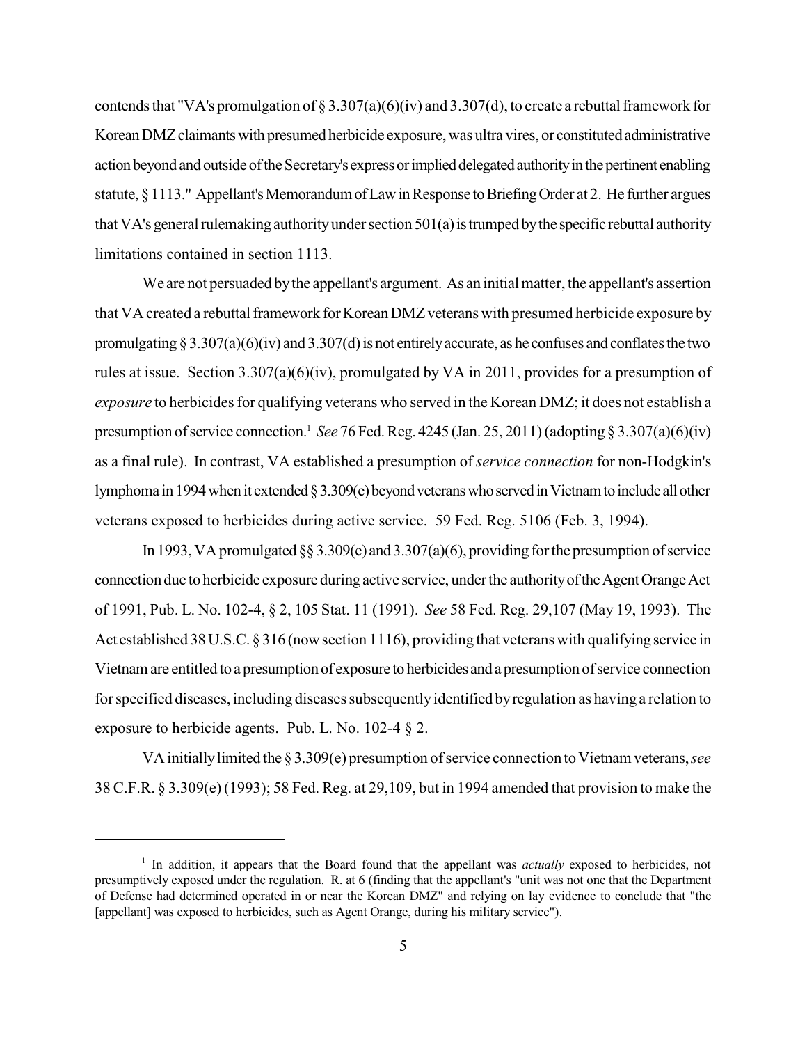contends that "VA's promulgation of § 3.307(a)(6)(iv) and 3.307(d), to create a rebuttal framework for Korean DMZ claimants with presumed herbicide exposure, was ultra vires, or constituted administrative action beyond and outside of the Secretary's express or implied delegated authority in the pertinent enabling statute, § 1113." Appellant's Memorandum of Law in Response to Briefing Order at 2. He further argues that VA's general rulemaking authority under section 501(a) is trumped by the specific rebuttal authority limitations contained in section 1113.

We are not persuaded by the appellant's argument. As an initial matter, the appellant's assertion that VA created a rebuttal framework for Korean DMZ veterans with presumed herbicide exposure by promulgating § 3.307(a)(6)(iv) and 3.307(d) is not entirely accurate, as he confuses and conflates the two rules at issue. Section 3.307(a)(6)(iv), promulgated by VA in 2011, provides for a presumption of *exposure* to herbicides for qualifying veterans who served in the Korean DMZ; it does not establish a presumption of service connection.[1] *See* 76 Fed. Reg. 4245 (Jan. 25, 2011) (adopting § 3.307(a)(6)(iv) as a final rule). In contrast, VA established a presumption of *service connection* for non-Hodgkin's lymphoma in 1994 when it extended § 3.309(e) beyond veterans who served in Vietnam to include all other veterans exposed to herbicides during active service. 59 Fed. Reg. 5106 (Feb. 3, 1994).

In 1993, VA promulgated §§ 3.309(e) and 3.307(a)(6), providing for the presumption of service connection due to herbicide exposure during active service, under the authority of the Agent Orange Act of 1991, Pub. L. No. 102-4, § 2, 105 Stat. 11 (1991). *See* 58 Fed. Reg. 29,107 (May 19, 1993). The Act established 38 U.S.C. § 316 (now section 1116), providing that veterans with qualifying service in Vietnam are entitled to a presumption of exposure to herbicides and a presumption of service connection for specified diseases, including diseases subsequently identified by regulation as having a relation to exposure to herbicide agents. Pub. L. No. 102-4 § 2.

VA initially limited the § 3.309(e) presumption of service connection to Vietnam veterans, *see* 38 C.F.R. § 3.309(e) (1993); 58 Fed. Reg. at 29,109, but in 1994 amended that provision to make the

---

[1] In addition, it appears that the Board found that the appellant was *actually* exposed to herbicides, not presumptively exposed under the regulation. R. at 6 (finding that the appellant's "unit was not one that the Department of Defense had determined operated in or near the Korean DMZ" and relying on lay evidence to conclude that "the [appellant] was exposed to herbicides, such as Agent Orange, during his military service").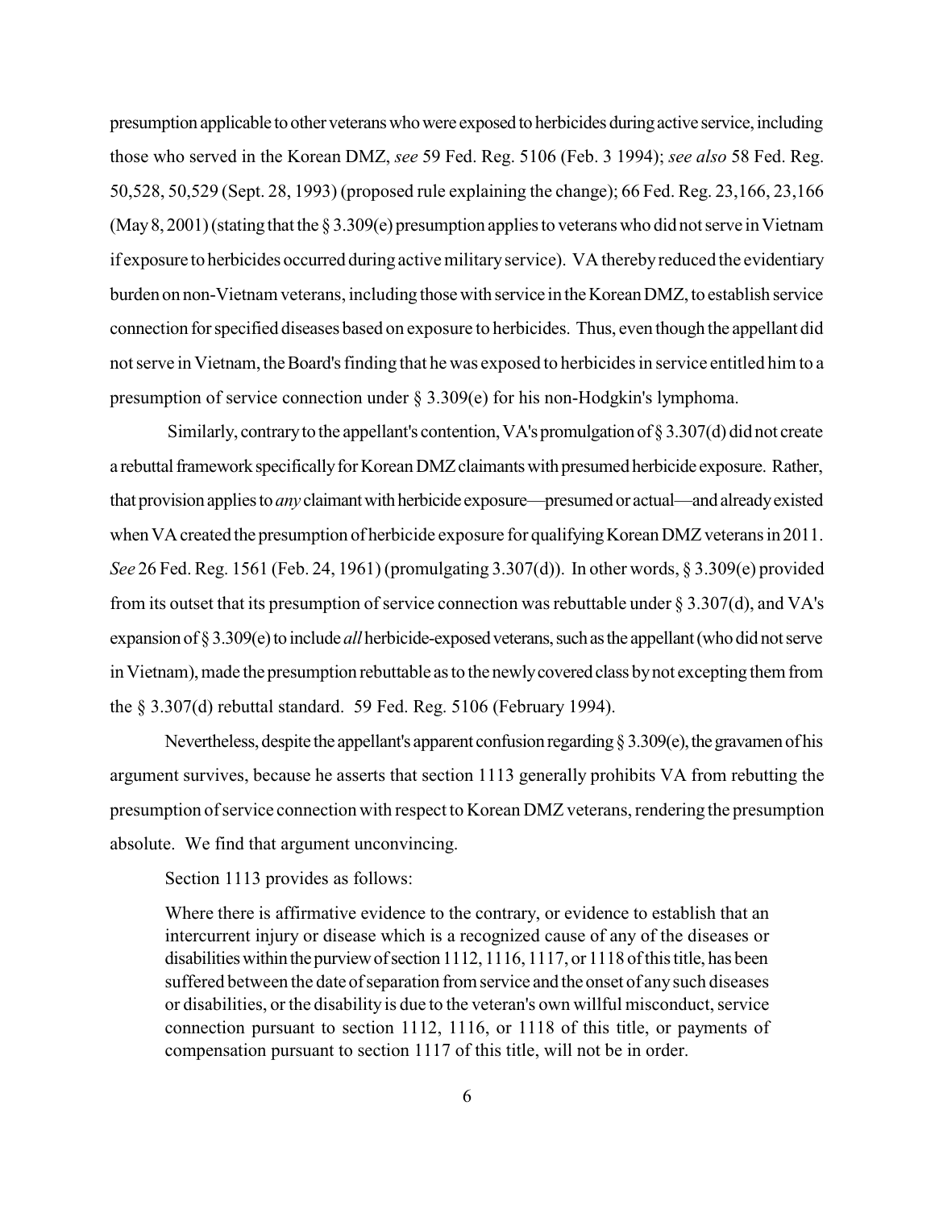presumption applicable to other veterans who were exposed to herbicides during active service, including those who served in the Korean DMZ, *see* 59 Fed. Reg. 5106 (Feb. 3 1994); *see also* 58 Fed. Reg. 50,528, 50,529 (Sept. 28, 1993) (proposed rule explaining the change); 66 Fed. Reg. 23,166, 23,166 (May 8, 2001) (stating that the § 3.309(e) presumption applies to veterans who did not serve in Vietnam if exposure to herbicides occurred during active military service). VA thereby reduced the evidentiary burden on non-Vietnam veterans, including those with service in the Korean DMZ, to establish service connection for specified diseases based on exposure to herbicides. Thus, even though the appellant did not serve in Vietnam, the Board's finding that he was exposed to herbicides in service entitled him to a presumption of service connection under § 3.309(e) for his non-Hodgkin's lymphoma.

Similarly, contrary to the appellant's contention, VA's promulgation of § 3.307(d) did not create a rebuttal framework specifically for Korean DMZ claimants with presumed herbicide exposure. Rather, that provision applies to *any* claimant with herbicide exposure—presumed or actual—and already existed when VA created the presumption of herbicide exposure for qualifying Korean DMZ veterans in 2011. *See* 26 Fed. Reg. 1561 (Feb. 24, 1961) (promulgating 3.307(d)). In other words, § 3.309(e) provided from its outset that its presumption of service connection was rebuttable under § 3.307(d), and VA's expansion of § 3.309(e) to include *all* herbicide-exposed veterans, such as the appellant (who did not serve in Vietnam), made the presumption rebuttable as to the newly covered class by not excepting them from the § 3.307(d) rebuttal standard. 59 Fed. Reg. 5106 (February 1994).

Nevertheless, despite the appellant's apparent confusion regarding § 3.309(e), the gravamen of his argument survives, because he asserts that section 1113 generally prohibits VA from rebutting the presumption of service connection with respect to Korean DMZ veterans, rendering the presumption absolute. We find that argument unconvincing.

Section 1113 provides as follows:

> Where there is affirmative evidence to the contrary, or evidence to establish that an intercurrent injury or disease which is a recognized cause of any of the diseases or disabilities within the purview of section 1112, 1116, 1117, or 1118 of this title, has been suffered between the date of separation from service and the onset of any such diseases or disabilities, or the disability is due to the veteran's own willful misconduct, service connection pursuant to section 1112, 1116, or 1118 of this title, or payments of compensation pursuant to section 1117 of this title, will not be in order.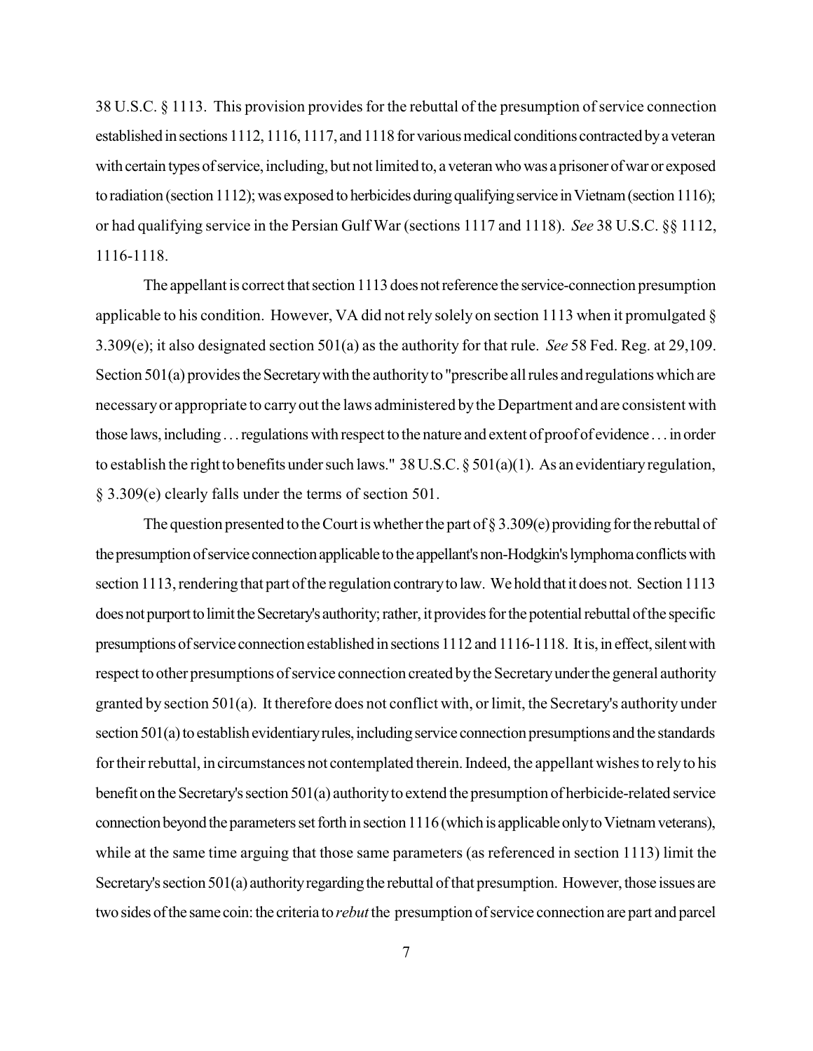38 U.S.C. § 1113. This provision provides for the rebuttal of the presumption of service connection established in sections 1112, 1116, 1117, and 1118 for various medical conditions contracted by a veteran with certain types of service, including, but not limited to, a veteran who was a prisoner of war or exposed to radiation (section 1112); was exposed to herbicides during qualifying service in Vietnam (section 1116); or had qualifying service in the Persian Gulf War (sections 1117 and 1118). *See* 38 U.S.C. §§ 1112, 1116-1118.

The appellant is correct that section 1113 does not reference the service-connection presumption applicable to his condition. However, VA did not rely solely on section 1113 when it promulgated § 3.309(e); it also designated section 501(a) as the authority for that rule. *See* 58 Fed. Reg. at 29,109. Section 501(a) provides the Secretary with the authority to "prescribe all rules and regulations which are necessary or appropriate to carry out the laws administered by the Department and are consistent with those laws, including . . . regulations with respect to the nature and extent of proof of evidence . . . in order to establish the right to benefits under such laws." 38 U.S.C. § 501(a)(1). As an evidentiary regulation, § 3.309(e) clearly falls under the terms of section 501.

The question presented to the Court is whether the part of § 3.309(e) providing for the rebuttal of the presumption of service connection applicable to the appellant's non-Hodgkin's lymphoma conflicts with section 1113, rendering that part of the regulation contrary to law. We hold that it does not. Section 1113 does not purport to limit the Secretary's authority; rather, it provides for the potential rebuttal of the specific presumptions of service connection established in sections 1112 and 1116-1118. It is, in effect, silent with respect to other presumptions of service connection created by the Secretary under the general authority granted by section 501(a). It therefore does not conflict with, or limit, the Secretary's authority under section 501(a) to establish evidentiary rules, including service connection presumptions and the standards for their rebuttal, in circumstances not contemplated therein. Indeed, the appellant wishes to rely to his benefit on the Secretary's section 501(a) authority to extend the presumption of herbicide-related service connection beyond the parameters set forth in section 1116 (which is applicable only to Vietnam veterans), while at the same time arguing that those same parameters (as referenced in section 1113) limit the Secretary's section 501(a) authority regarding the rebuttal of that presumption. However, those issues are two sides of the same coin: the criteria to *rebut* the presumption of service connection are part and parcel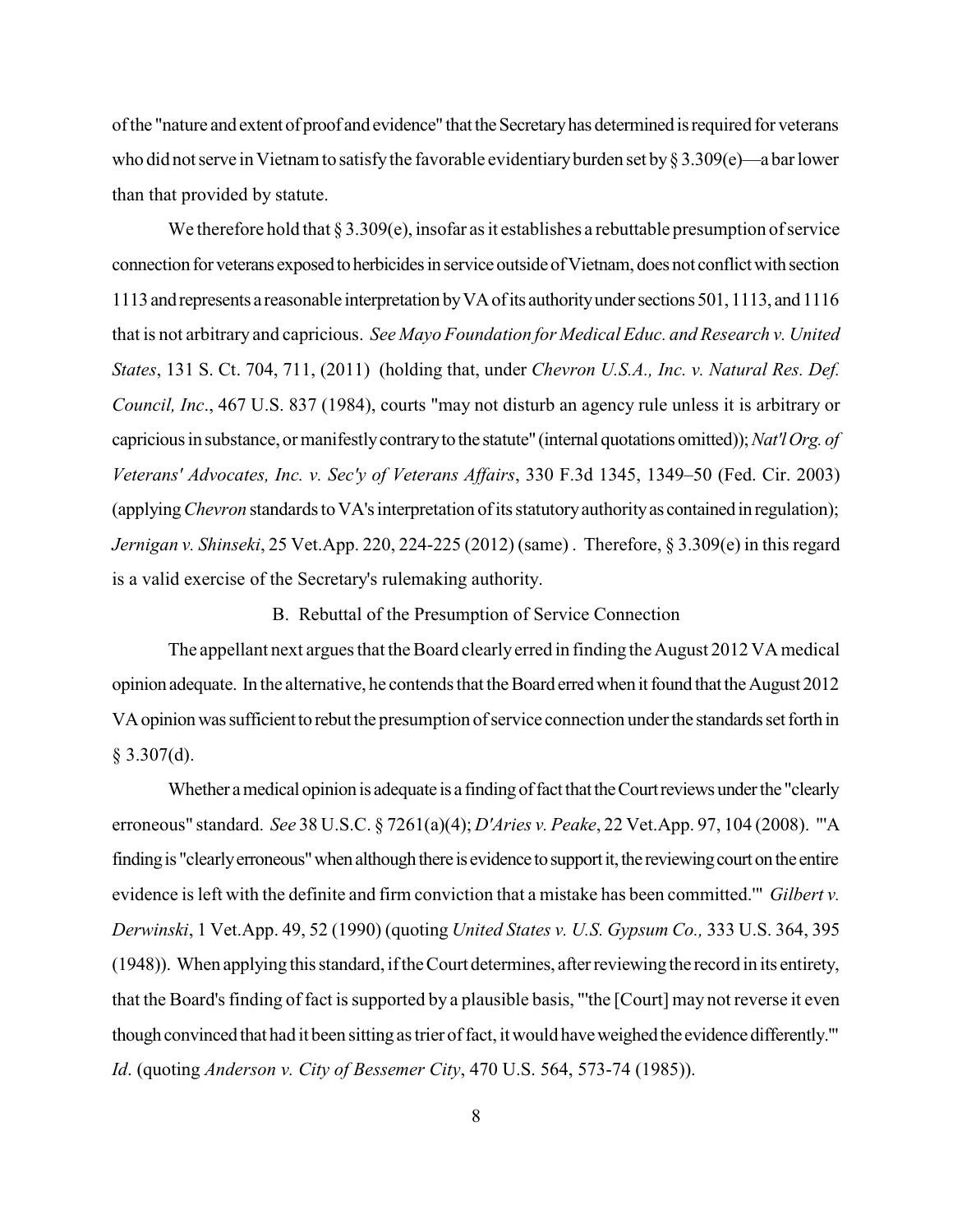of the "nature and extent of proof and evidence" that the Secretary has determined is required for veterans who did not serve in Vietnam to satisfy the favorable evidentiary burden set by § 3.309(e)—a bar lower than that provided by statute.

We therefore hold that § 3.309(e), insofar as it establishes a rebuttable presumption of service connection for veterans exposed to herbicides in service outside of Vietnam, does not conflict with section 1113 and represents a reasonable interpretation by VA of its authority under sections 501, 1113, and 1116 that is not arbitrary and capricious. *See Mayo Foundation for Medical Educ. and Research v. United States*, 131 S. Ct. 704, 711, (2011) (holding that, under *Chevron U.S.A., Inc. v. Natural Res. Def. Council, Inc*., 467 U.S. 837 (1984), courts "may not disturb an agency rule unless it is arbitrary or capricious in substance, or manifestly contrary to the statute" (internal quotations omitted)); *Nat'l Org. of Veterans' Advocates, Inc. v. Sec'y of Veterans Affairs*, 330 F.3d 1345, 1349–50 (Fed. Cir. 2003) (applying *Chevron* standards to VA's interpretation of its statutory authority as contained in regulation); *Jernigan v. Shinseki*, 25 Vet.App. 220, 224-225 (2012) (same) . Therefore, § 3.309(e) in this regard is a valid exercise of the Secretary's rulemaking authority.

### B. Rebuttal of the Presumption of Service Connection

The appellant next argues that the Board clearly erred in finding the August 2012 VA medical opinion adequate. In the alternative, he contends that the Board erred when it found that the August 2012 VA opinion was sufficient to rebut the presumption of service connection under the standards set forth in § 3.307(d).

Whether a medical opinion is adequate is a finding of fact that the Court reviews under the "clearly erroneous" standard. *See* 38 U.S.C. § 7261(a)(4); *D'Aries v. Peake*, 22 Vet.App. 97, 104 (2008). "'A finding is "clearly erroneous" when although there is evidence to support it, the reviewing court on the entire evidence is left with the definite and firm conviction that a mistake has been committed.'" *Gilbert v. Derwinski*, 1 Vet.App. 49, 52 (1990) (quoting *United States v. U.S. Gypsum Co.,* 333 U.S. 364, 395 (1948)). When applying this standard, if the Court determines, after reviewing the record in its entirety, that the Board's finding of fact is supported by a plausible basis, "'the [Court] may not reverse it even though convinced that had it been sitting as trier of fact, it would have weighed the evidence differently.'" *Id*. (quoting *Anderson v. City of Bessemer City*, 470 U.S. 564, 573-74 (1985)).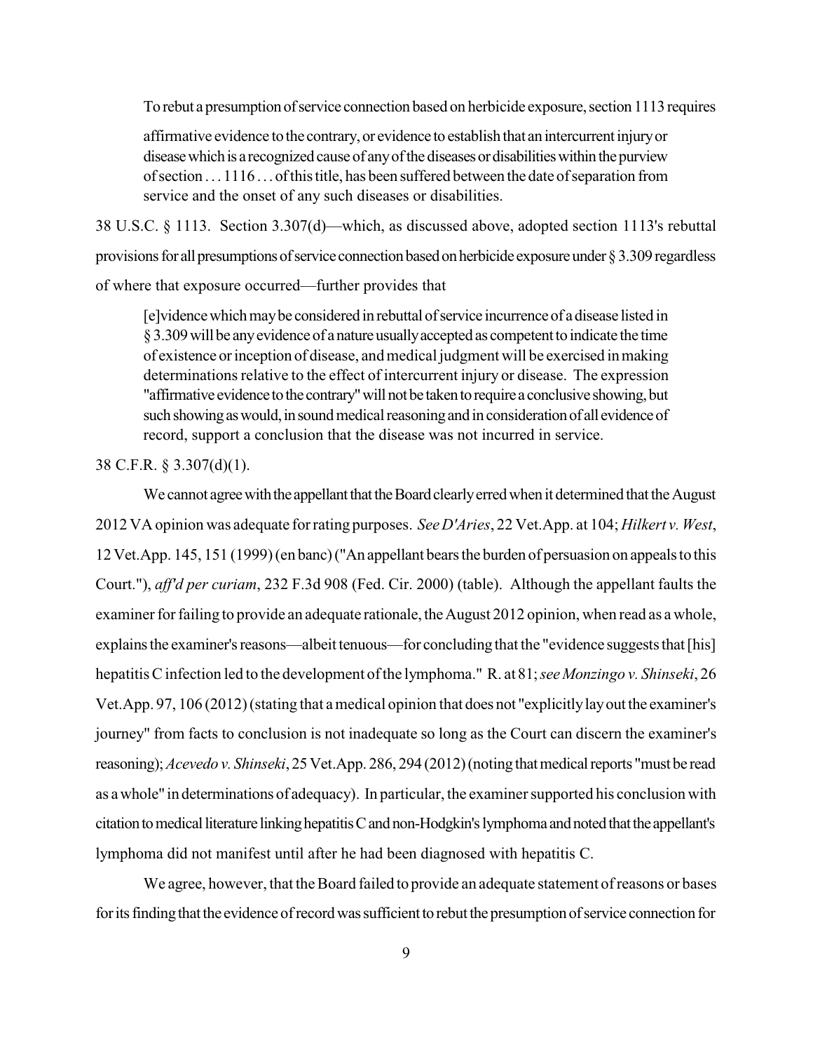To rebut a presumption of service connection based on herbicide exposure, section 1113 requires

> affirmative evidence to the contrary, or evidence to establish that an intercurrent injury or disease which is a recognized cause of any of the diseases or disabilities within the purview of section . . . 1116 . . . of this title, has been suffered between the date of separation from service and the onset of any such diseases or disabilities.

38 U.S.C. § 1113. Section 3.307(d)—which, as discussed above, adopted section 1113's rebuttal provisions for all presumptions of service connection based on herbicide exposure under § 3.309 regardless of where that exposure occurred—further provides that

> [e]vidence which may be considered in rebuttal of service incurrence of a disease listed in § 3.309 will be any evidence of a nature usually accepted as competent to indicate the time of existence or inception of disease, and medical judgment will be exercised in making determinations relative to the effect of intercurrent injury or disease. The expression "affirmative evidence to the contrary" will not be taken to require a conclusive showing, but such showing as would, in sound medical reasoning and in consideration of all evidence of record, support a conclusion that the disease was not incurred in service.

38 C.F.R. § 3.307(d)(1).

We cannot agree with the appellant that the Board clearly erred when it determined that the August 2012 VA opinion was adequate for rating purposes. *See D'Aries*, 22 Vet.App. at 104; *Hilkert v. West*, 12 Vet.App. 145, 151 (1999) (en banc) ("An appellant bears the burden of persuasion on appeals to this Court."), *aff'd per curiam*, 232 F.3d 908 (Fed. Cir. 2000) (table). Although the appellant faults the examiner for failing to provide an adequate rationale, the August 2012 opinion, when read as a whole, explains the examiner's reasons—albeit tenuous—for concluding that the "evidence suggests that [his] hepatitis C infection led to the development of the lymphoma." R. at 81; *see Monzingo v. Shinseki*, 26 Vet.App. 97, 106 (2012) (stating that a medical opinion that does not "explicitly lay out the examiner's journey" from facts to conclusion is not inadequate so long as the Court can discern the examiner's reasoning); *Acevedo v. Shinseki*, 25 Vet.App. 286, 294 (2012) (noting that medical reports "must be read as a whole" in determinations of adequacy). In particular, the examiner supported his conclusion with citation to medical literature linking hepatitis C and non-Hodgkin's lymphoma and noted that the appellant's lymphoma did not manifest until after he had been diagnosed with hepatitis C.

We agree, however, that the Board failed to provide an adequate statement of reasons or bases for its finding that the evidence of record was sufficient to rebut the presumption of service connection for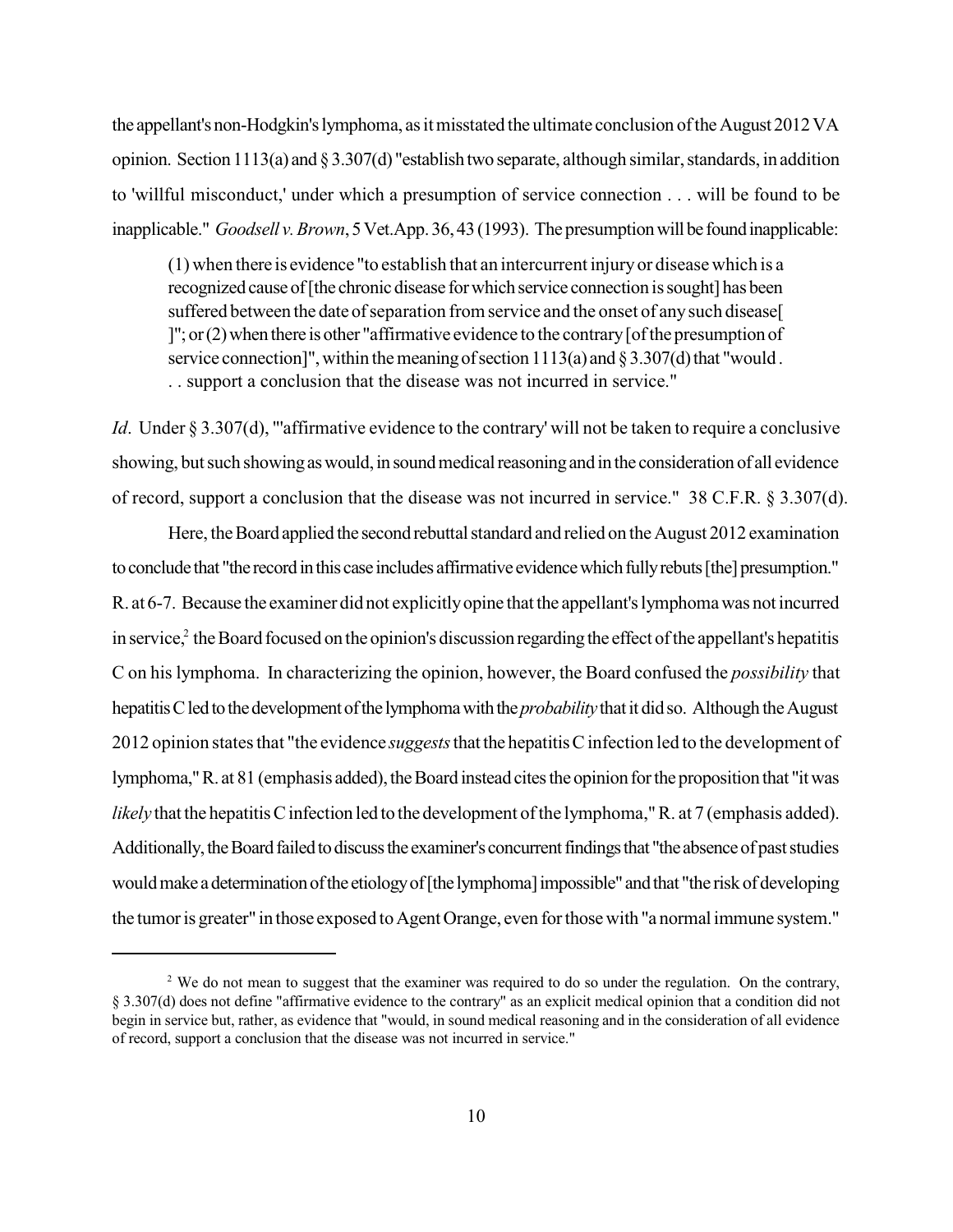the appellant's non-Hodgkin's lymphoma, as it misstated the ultimate conclusion of the August 2012 VA opinion. Section 1113(a) and § 3.307(d) "establish two separate, although similar, standards, in addition to 'willful misconduct,' under which a presumption of service connection . . . will be found to be inapplicable." *Goodsell v. Brown*, 5 Vet.App. 36, 43 (1993). The presumption will be found inapplicable:

> (1) when there is evidence "to establish that an intercurrent injury or disease which is a recognized cause of [the chronic disease for which service connection is sought] has been suffered between the date of separation from service and the onset of any such disease[ ]"; or (2) when there is other "affirmative evidence to the contrary [of the presumption of service connection]", within the meaning of section 1113(a) and § 3.307(d) that "would . . . support a conclusion that the disease was not incurred in service."

*Id*. Under § 3.307(d), "'affirmative evidence to the contrary' will not be taken to require a conclusive showing, but such showing as would, in sound medical reasoning and in the consideration of all evidence of record, support a conclusion that the disease was not incurred in service." 38 C.F.R. § 3.307(d).

Here, the Board applied the second rebuttal standard and relied on the August 2012 examination to conclude that "the record in this case includes affirmative evidence which fully rebuts [the] presumption." R. at 6-7. Because the examiner did not explicitly opine that the appellant's lymphoma was not incurred in service,[2] the Board focused on the opinion's discussion regarding the effect of the appellant's hepatitis C on his lymphoma. In characterizing the opinion, however, the Board confused the *possibility* that hepatitis C led to the development of the lymphoma with the *probability* that it did so. Although the August 2012 opinion states that "the evidence *suggests* that the hepatitis C infection led to the development of lymphoma," R. at 81 (emphasis added), the Board instead cites the opinion for the proposition that "it was *likely* that the hepatitis C infection led to the development of the lymphoma," R. at 7 (emphasis added). Additionally, the Board failed to discuss the examiner's concurrent findings that "the absence of past studies would make a determination of the etiology of [the lymphoma] impossible" and that "the risk of developing the tumor is greater" in those exposed to Agent Orange, even for those with "a normal immune system."

---

[2] We do not mean to suggest that the examiner was required to do so under the regulation. On the contrary, § 3.307(d) does not define "affirmative evidence to the contrary" as an explicit medical opinion that a condition did not begin in service but, rather, as evidence that "would, in sound medical reasoning and in the consideration of all evidence of record, support a conclusion that the disease was not incurred in service."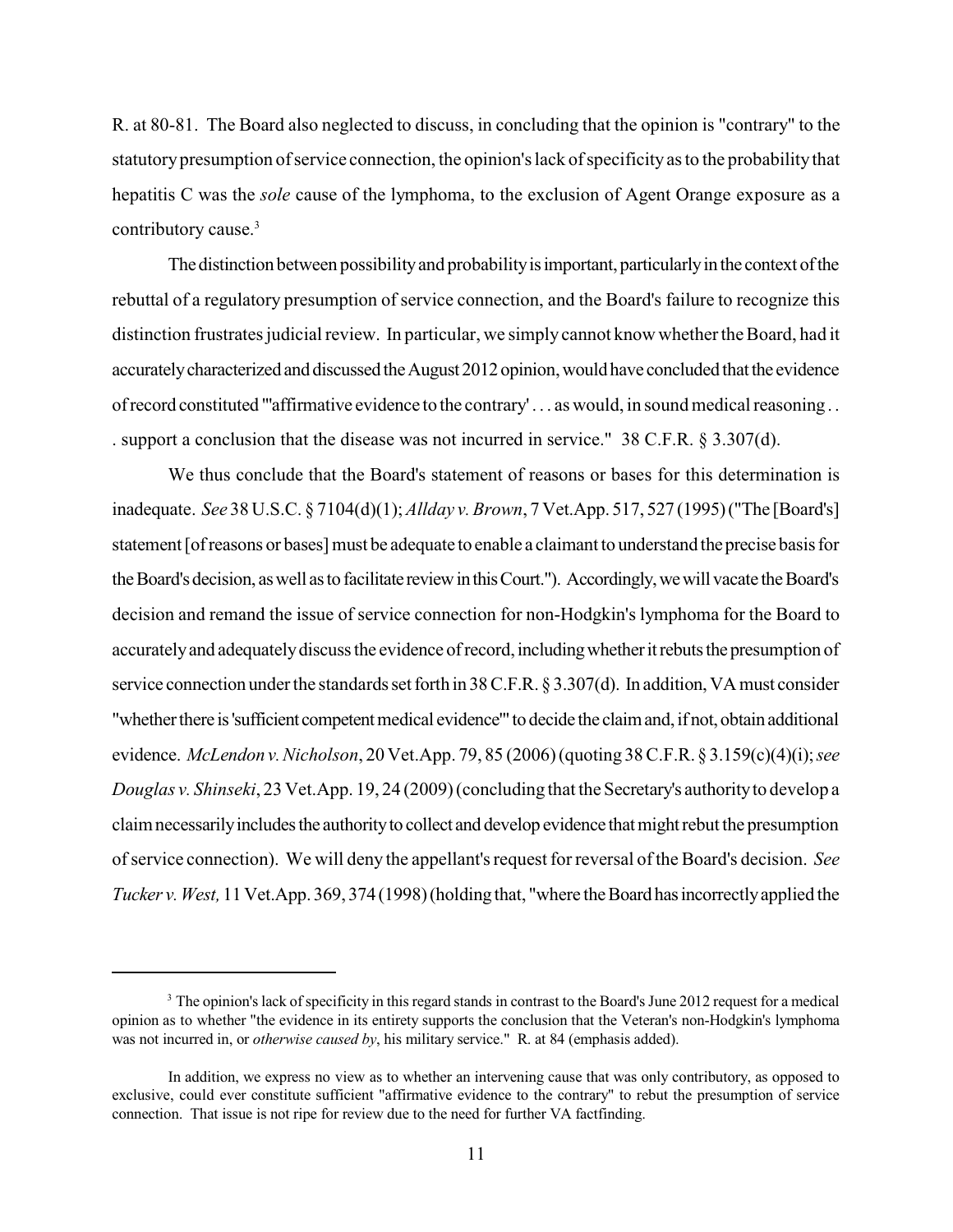R. at 80-81. The Board also neglected to discuss, in concluding that the opinion is "contrary" to the statutory presumption of service connection, the opinion's lack of specificity as to the probability that hepatitis C was the *sole* cause of the lymphoma, to the exclusion of Agent Orange exposure as a contributory cause.[3]

The distinction between possibility and probability is important, particularly in the context of the rebuttal of a regulatory presumption of service connection, and the Board's failure to recognize this distinction frustrates judicial review. In particular, we simply cannot know whether the Board, had it accurately characterized and discussed the August 2012 opinion, would have concluded that the evidence of record constituted "'affirmative evidence to the contrary' . . . as would, in sound medical reasoning . . . support a conclusion that the disease was not incurred in service." 38 C.F.R. § 3.307(d).

We thus conclude that the Board's statement of reasons or bases for this determination is inadequate. *See* 38 U.S.C. § 7104(d)(1); *Allday v. Brown*, 7 Vet.App. 517, 527 (1995) ("The [Board's] statement [of reasons or bases] must be adequate to enable a claimant to understand the precise basis for the Board's decision, as well as to facilitate review in this Court."). Accordingly, we will vacate the Board's decision and remand the issue of service connection for non-Hodgkin's lymphoma for the Board to accurately and adequately discuss the evidence of record, including whether it rebuts the presumption of service connection under the standards set forth in 38 C.F.R. § 3.307(d). In addition, VA must consider "whether there is 'sufficient competent medical evidence'" to decide the claim and, if not, obtain additional evidence. *McLendon v. Nicholson*, 20 Vet.App. 79, 85 (2006) (quoting 38 C.F.R. § 3.159(c)(4)(i); *see Douglas v. Shinseki*, 23 Vet.App. 19, 24 (2009) (concluding that the Secretary's authority to develop a claim necessarily includes the authority to collect and develop evidence that might rebut the presumption of service connection). We will deny the appellant's request for reversal of the Board's decision. *See Tucker v. West,* 11 Vet.App. 369, 374 (1998) (holding that, "where the Board has incorrectly applied the

---

[3] The opinion's lack of specificity in this regard stands in contrast to the Board's June 2012 request for a medical opinion as to whether "the evidence in its entirety supports the conclusion that the Veteran's non-Hodgkin's lymphoma was not incurred in, or *otherwise caused by*, his military service." R. at 84 (emphasis added).

In addition, we express no view as to whether an intervening cause that was only contributory, as opposed to exclusive, could ever constitute sufficient "affirmative evidence to the contrary" to rebut the presumption of service connection. That issue is not ripe for review due to the need for further VA factfinding.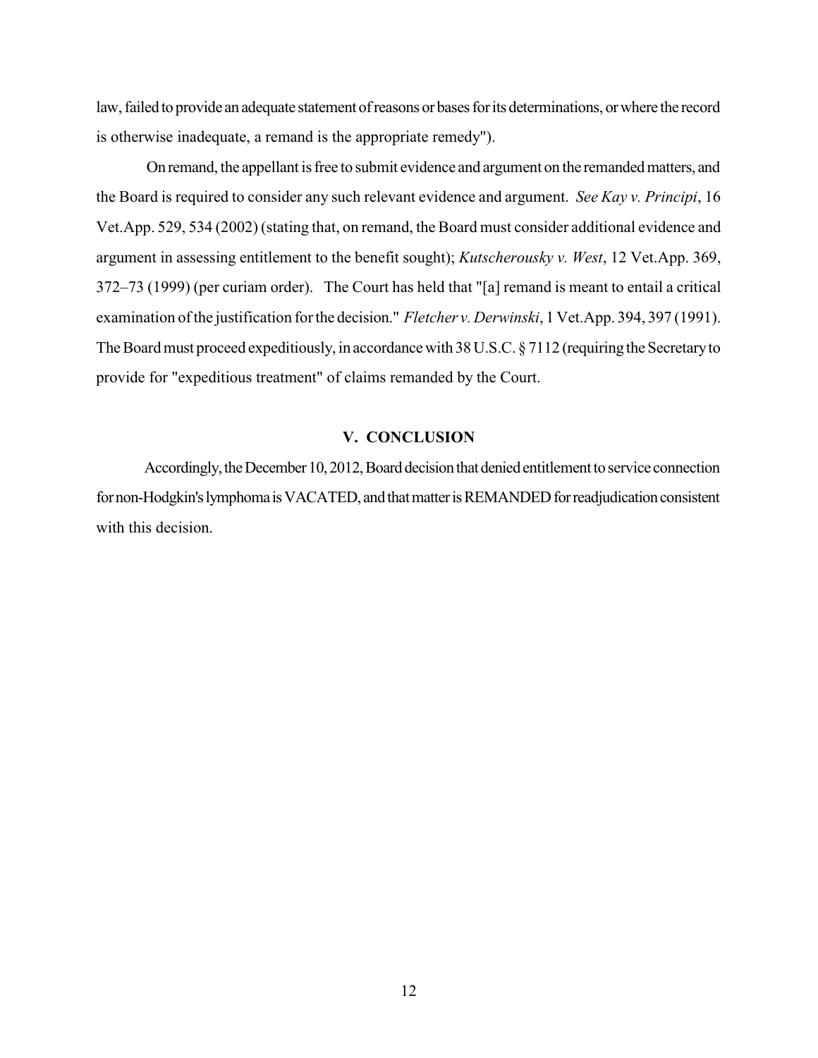law, failed to provide an adequate statement of reasons or bases for its determinations, or where the record is otherwise inadequate, a remand is the appropriate remedy").

On remand, the appellant is free to submit evidence and argument on the remanded matters, and the Board is required to consider any such relevant evidence and argument. *See Kay v. Principi*, 16 Vet.App. 529, 534 (2002) (stating that, on remand, the Board must consider additional evidence and argument in assessing entitlement to the benefit sought); *Kutscherousky v. West*, 12 Vet.App. 369, 372–73 (1999) (per curiam order). The Court has held that "[a] remand is meant to entail a critical examination of the justification for the decision." *Fletcher v. Derwinski*, 1 Vet.App. 394, 397 (1991). The Board must proceed expeditiously, in accordance with 38 U.S.C. § 7112 (requiring the Secretary to provide for "expeditious treatment" of claims remanded by the Court.

## V. CONCLUSION

Accordingly, the December 10, 2012, Board decision that denied entitlement to service connection for non-Hodgkin's lymphoma is VACATED, and that matter is REMANDED for readjudication consistent with this decision.